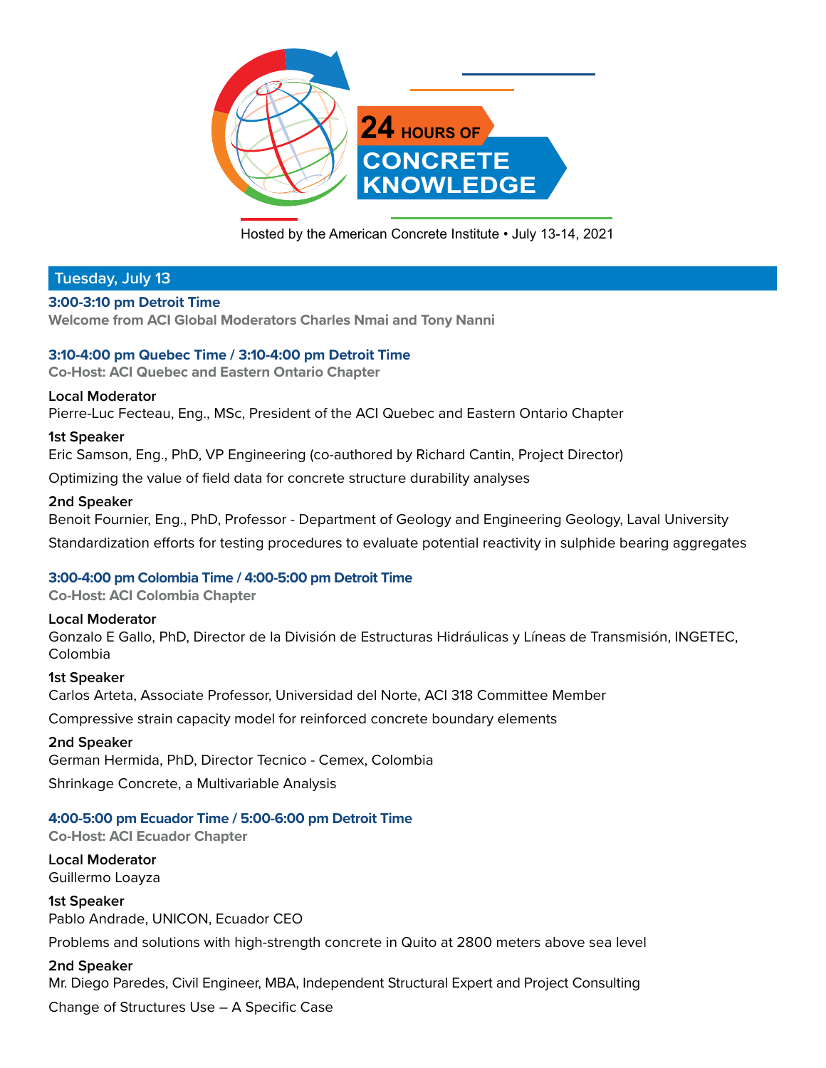# 24 HOURS OF CONCRETE KNOWLEDGE

Hosted by the American Concrete Institute • July 13-14, 2021

## Tuesday, July 13

### 3:00-3:10 pm Detroit Time

**Welcome from ACI Global Moderators Charles Nmai and Tony Nanni**

### 3:10-4:00 pm Quebec Time / 3:10-4:00 pm Detroit Time

**Co-Host: ACI Quebec and Eastern Ontario Chapter**

**Local Moderator**

Pierre-Luc Fecteau, Eng., MSc, President of the ACI Quebec and Eastern Ontario Chapter

**1st Speaker**

Eric Samson, Eng., PhD, VP Engineering (co-authored by Richard Cantin, Project Director)

Optimizing the value of field data for concrete structure durability analyses

**2nd Speaker**

Benoit Fournier, Eng., PhD, Professor - Department of Geology and Engineering Geology, Laval University

Standardization efforts for testing procedures to evaluate potential reactivity in sulphide bearing aggregates

### 3:00-4:00 pm Colombia Time / 4:00-5:00 pm Detroit Time

**Co-Host: ACI Colombia Chapter**

**Local Moderator**

Gonzalo E Gallo, PhD, Director de la División de Estructuras Hidráulicas y Líneas de Transmisión, INGETEC, Colombia

**1st Speaker**

Carlos Arteta, Associate Professor, Universidad del Norte, ACI 318 Committee Member

Compressive strain capacity model for reinforced concrete boundary elements

**2nd Speaker**

German Hermida, PhD, Director Tecnico - Cemex, Colombia

Shrinkage Concrete, a Multivariable Analysis

### 4:00-5:00 pm Ecuador Time / 5:00-6:00 pm Detroit Time

**Co-Host: ACI Ecuador Chapter**

**Local Moderator**

Guillermo Loayza

**1st Speaker**

Pablo Andrade, UNICON, Ecuador CEO

Problems and solutions with high-strength concrete in Quito at 2800 meters above sea level

**2nd Speaker**

Mr. Diego Paredes, Civil Engineer, MBA, Independent Structural Expert and Project Consulting

Change of Structures Use – A Specific Case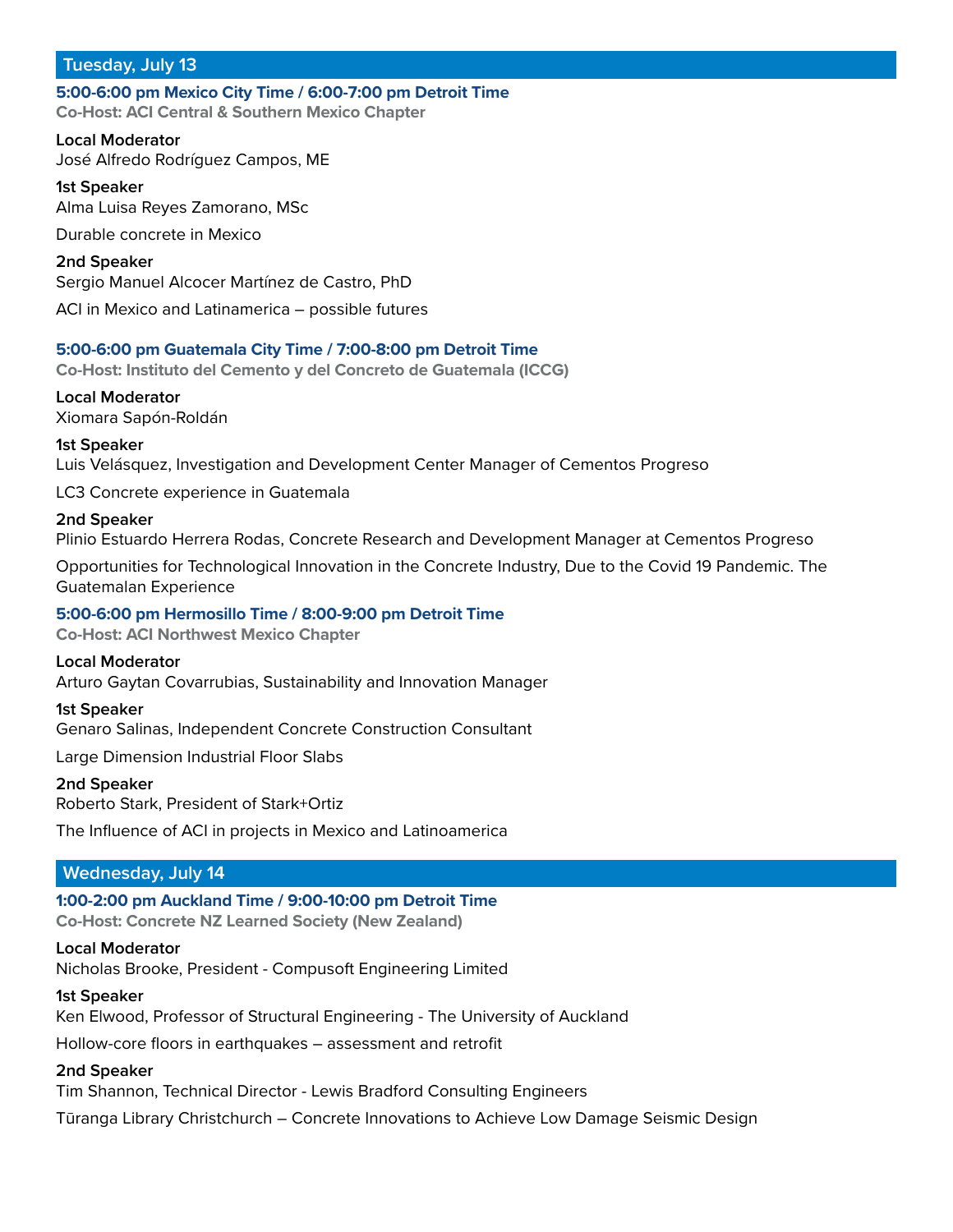## Tuesday, July 13

### 5:00-6:00 pm Mexico City Time / 6:00-7:00 pm Detroit Time

**Co-Host: ACI Central & Southern Mexico Chapter**

**Local Moderator**
José Alfredo Rodríguez Campos, ME

**1st Speaker**
Alma Luisa Reyes Zamorano, MSc

Durable concrete in Mexico

**2nd Speaker**
Sergio Manuel Alcocer Martínez de Castro, PhD

ACI in Mexico and Latinamerica – possible futures

### 5:00-6:00 pm Guatemala City Time / 7:00-8:00 pm Detroit Time

**Co-Host: Instituto del Cemento y del Concreto de Guatemala (ICCG)**

**Local Moderator**
Xiomara Sapón-Roldán

**1st Speaker**
Luis Velásquez, Investigation and Development Center Manager of Cementos Progreso

LC3 Concrete experience in Guatemala

**2nd Speaker**
Plinio Estuardo Herrera Rodas, Concrete Research and Development Manager at Cementos Progreso

Opportunities for Technological Innovation in the Concrete Industry, Due to the Covid 19 Pandemic. The Guatemalan Experience

### 5:00-6:00 pm Hermosillo Time / 8:00-9:00 pm Detroit Time

**Co-Host: ACI Northwest Mexico Chapter**

**Local Moderator**
Arturo Gaytan Covarrubias, Sustainability and Innovation Manager

**1st Speaker**
Genaro Salinas, Independent Concrete Construction Consultant

Large Dimension Industrial Floor Slabs

**2nd Speaker**
Roberto Stark, President of Stark+Ortiz

The Influence of ACI in projects in Mexico and Latinoamerica

## Wednesday, July 14

### 1:00-2:00 pm Auckland Time / 9:00-10:00 pm Detroit Time

**Co-Host: Concrete NZ Learned Society (New Zealand)**

**Local Moderator**
Nicholas Brooke, President - Compusoft Engineering Limited

**1st Speaker**
Ken Elwood, Professor of Structural Engineering - The University of Auckland

Hollow-core floors in earthquakes – assessment and retrofit

**2nd Speaker**
Tim Shannon, Technical Director - Lewis Bradford Consulting Engineers

Tūranga Library Christchurch – Concrete Innovations to Achieve Low Damage Seismic Design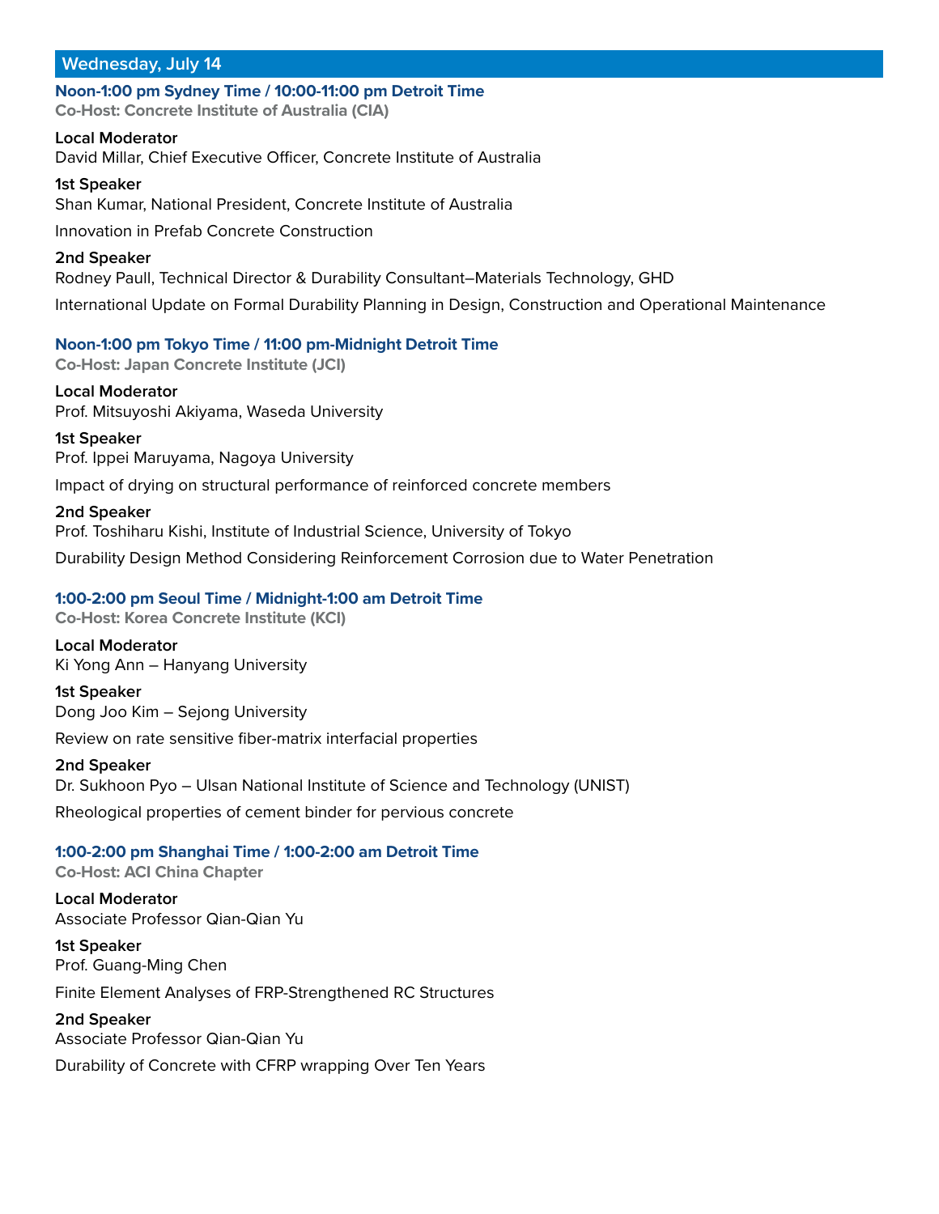## Wednesday, July 14

### Noon-1:00 pm Sydney Time / 10:00-11:00 pm Detroit Time

**Co-Host: Concrete Institute of Australia (CIA)**

**Local Moderator**
David Millar, Chief Executive Officer, Concrete Institute of Australia

**1st Speaker**
Shan Kumar, National President, Concrete Institute of Australia

Innovation in Prefab Concrete Construction

**2nd Speaker**
Rodney Paull, Technical Director & Durability Consultant–Materials Technology, GHD

International Update on Formal Durability Planning in Design, Construction and Operational Maintenance

### Noon-1:00 pm Tokyo Time / 11:00 pm-Midnight Detroit Time

**Co-Host: Japan Concrete Institute (JCI)**

**Local Moderator**
Prof. Mitsuyoshi Akiyama, Waseda University

**1st Speaker**
Prof. Ippei Maruyama, Nagoya University

Impact of drying on structural performance of reinforced concrete members

**2nd Speaker**
Prof. Toshiharu Kishi, Institute of Industrial Science, University of Tokyo

Durability Design Method Considering Reinforcement Corrosion due to Water Penetration

### 1:00-2:00 pm Seoul Time / Midnight-1:00 am Detroit Time

**Co-Host: Korea Concrete Institute (KCI)**

**Local Moderator**
Ki Yong Ann – Hanyang University

**1st Speaker**
Dong Joo Kim – Sejong University

Review on rate sensitive fiber-matrix interfacial properties

**2nd Speaker**
Dr. Sukhoon Pyo – Ulsan National Institute of Science and Technology (UNIST)

Rheological properties of cement binder for pervious concrete

### 1:00-2:00 pm Shanghai Time / 1:00-2:00 am Detroit Time

**Co-Host: ACI China Chapter**

**Local Moderator**
Associate Professor Qian-Qian Yu

**1st Speaker**
Prof. Guang-Ming Chen

Finite Element Analyses of FRP-Strengthened RC Structures

**2nd Speaker**
Associate Professor Qian-Qian Yu

Durability of Concrete with CFRP wrapping Over Ten Years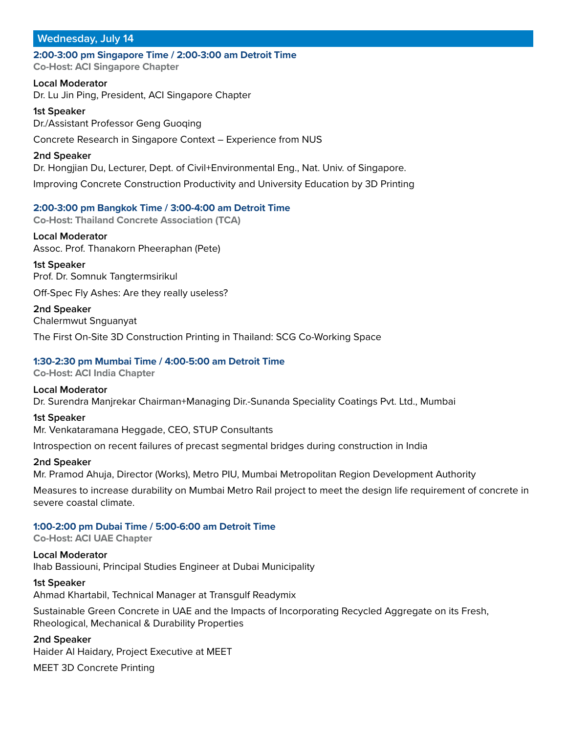## Wednesday, July 14

### 2:00-3:00 pm Singapore Time / 2:00-3:00 am Detroit Time

**Co-Host: ACI Singapore Chapter**

**Local Moderator**
Dr. Lu Jin Ping, President, ACI Singapore Chapter

**1st Speaker**
Dr./Assistant Professor Geng Guoqing

Concrete Research in Singapore Context – Experience from NUS

**2nd Speaker**
Dr. Hongjian Du, Lecturer, Dept. of Civil+Environmental Eng., Nat. Univ. of Singapore.

Improving Concrete Construction Productivity and University Education by 3D Printing

### 2:00-3:00 pm Bangkok Time / 3:00-4:00 am Detroit Time

**Co-Host: Thailand Concrete Association (TCA)**

**Local Moderator**
Assoc. Prof. Thanakorn Pheeraphan (Pete)

**1st Speaker**
Prof. Dr. Somnuk Tangtermsirikul

Off-Spec Fly Ashes: Are they really useless?

**2nd Speaker**
Chalermwut Snguanyat

The First On-Site 3D Construction Printing in Thailand: SCG Co-Working Space

### 1:30-2:30 pm Mumbai Time / 4:00-5:00 am Detroit Time

**Co-Host: ACI India Chapter**

**Local Moderator**
Dr. Surendra Manjrekar Chairman+Managing Dir.-Sunanda Speciality Coatings Pvt. Ltd., Mumbai

**1st Speaker**
Mr. Venkataramana Heggade, CEO, STUP Consultants

Introspection on recent failures of precast segmental bridges during construction in India

**2nd Speaker**
Mr. Pramod Ahuja, Director (Works), Metro PIU, Mumbai Metropolitan Region Development Authority

Measures to increase durability on Mumbai Metro Rail project to meet the design life requirement of concrete in severe coastal climate.

### 1:00-2:00 pm Dubai Time / 5:00-6:00 am Detroit Time

**Co-Host: ACI UAE Chapter**

**Local Moderator**
Ihab Bassiouni, Principal Studies Engineer at Dubai Municipality

**1st Speaker**
Ahmad Khartabil, Technical Manager at Transgulf Readymix

Sustainable Green Concrete in UAE and the Impacts of Incorporating Recycled Aggregate on its Fresh, Rheological, Mechanical & Durability Properties

**2nd Speaker**
Haider Al Haidary, Project Executive at MEET

MEET 3D Concrete Printing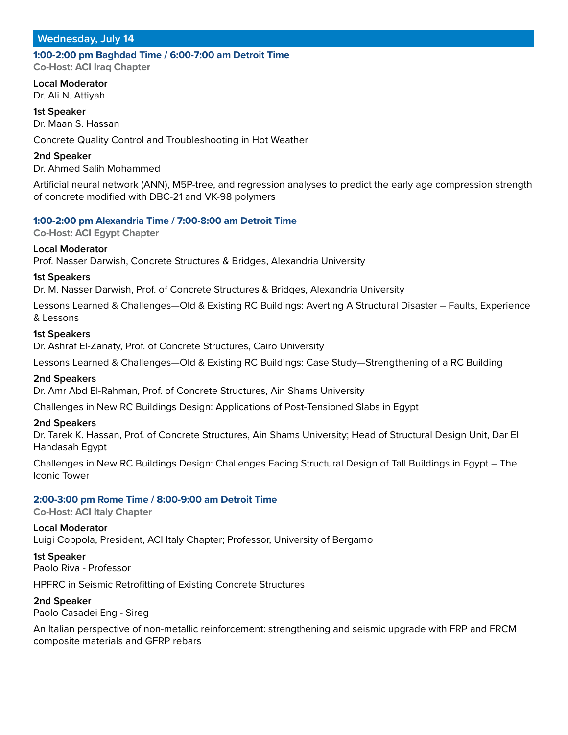## Wednesday, July 14

### 1:00-2:00 pm Baghdad Time / 6:00-7:00 am Detroit Time

**Co-Host: ACI Iraq Chapter**

**Local Moderator**
Dr. Ali N. Attiyah

**1st Speaker**
Dr. Maan S. Hassan

Concrete Quality Control and Troubleshooting in Hot Weather

**2nd Speaker**
Dr. Ahmed Salih Mohammed

Artificial neural network (ANN), M5P-tree, and regression analyses to predict the early age compression strength of concrete modified with DBC-21 and VK-98 polymers

### 1:00-2:00 pm Alexandria Time / 7:00-8:00 am Detroit Time

**Co-Host: ACI Egypt Chapter**

**Local Moderator**
Prof. Nasser Darwish, Concrete Structures & Bridges, Alexandria University

**1st Speakers**
Dr. M. Nasser Darwish, Prof. of Concrete Structures & Bridges, Alexandria University

Lessons Learned & Challenges—Old & Existing RC Buildings: Averting A Structural Disaster – Faults, Experience & Lessons

**1st Speakers**
Dr. Ashraf El-Zanaty, Prof. of Concrete Structures, Cairo University

Lessons Learned & Challenges—Old & Existing RC Buildings: Case Study—Strengthening of a RC Building

**2nd Speakers**
Dr. Amr Abd El-Rahman, Prof. of Concrete Structures, Ain Shams University

Challenges in New RC Buildings Design: Applications of Post-Tensioned Slabs in Egypt

**2nd Speakers**
Dr. Tarek K. Hassan, Prof. of Concrete Structures, Ain Shams University; Head of Structural Design Unit, Dar El Handasah Egypt

Challenges in New RC Buildings Design: Challenges Facing Structural Design of Tall Buildings in Egypt – The Iconic Tower

### 2:00-3:00 pm Rome Time / 8:00-9:00 am Detroit Time

**Co-Host: ACI Italy Chapter**

**Local Moderator**
Luigi Coppola, President, ACI Italy Chapter; Professor, University of Bergamo

**1st Speaker**
Paolo Riva - Professor

HPFRC in Seismic Retrofitting of Existing Concrete Structures

**2nd Speaker**
Paolo Casadei Eng - Sireg

An Italian perspective of non-metallic reinforcement: strengthening and seismic upgrade with FRP and FRCM composite materials and GFRP rebars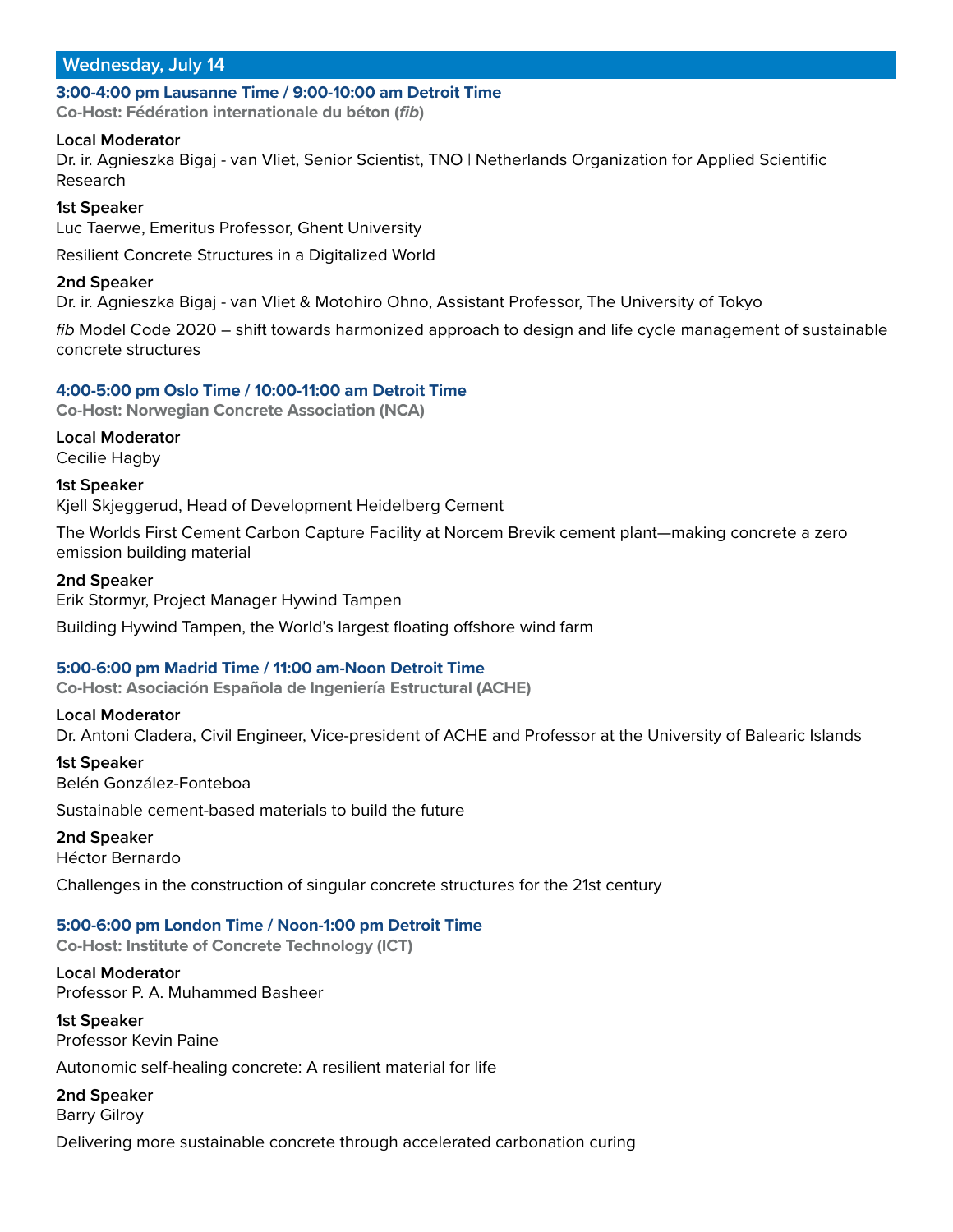## Wednesday, July 14

### 3:00-4:00 pm Lausanne Time / 9:00-10:00 am Detroit Time

**Co-Host: Fédération internationale du béton (*fib*)**

**Local Moderator**
Dr. ir. Agnieszka Bigaj - van Vliet, Senior Scientist, TNO | Netherlands Organization for Applied Scientific Research

**1st Speaker**
Luc Taerwe, Emeritus Professor, Ghent University

Resilient Concrete Structures in a Digitalized World

**2nd Speaker**
Dr. ir. Agnieszka Bigaj - van Vliet & Motohiro Ohno, Assistant Professor, The University of Tokyo

*fib* Model Code 2020 – shift towards harmonized approach to design and life cycle management of sustainable concrete structures

### 4:00-5:00 pm Oslo Time / 10:00-11:00 am Detroit Time

**Co-Host: Norwegian Concrete Association (NCA)**

**Local Moderator**
Cecilie Hagby

**1st Speaker**
Kjell Skjeggerud, Head of Development Heidelberg Cement

The Worlds First Cement Carbon Capture Facility at Norcem Brevik cement plant—making concrete a zero emission building material

**2nd Speaker**
Erik Stormyr, Project Manager Hywind Tampen

Building Hywind Tampen, the World's largest floating offshore wind farm

### 5:00-6:00 pm Madrid Time / 11:00 am-Noon Detroit Time

**Co-Host: Asociación Española de Ingeniería Estructural (ACHE)**

**Local Moderator**
Dr. Antoni Cladera, Civil Engineer, Vice-president of ACHE and Professor at the University of Balearic Islands

**1st Speaker**
Belén González-Fonteboa

Sustainable cement-based materials to build the future

**2nd Speaker**
Héctor Bernardo

Challenges in the construction of singular concrete structures for the 21st century

### 5:00-6:00 pm London Time / Noon-1:00 pm Detroit Time

**Co-Host: Institute of Concrete Technology (ICT)**

**Local Moderator**
Professor P. A. Muhammed Basheer

**1st Speaker**
Professor Kevin Paine

Autonomic self-healing concrete: A resilient material for life

**2nd Speaker**
Barry Gilroy

Delivering more sustainable concrete through accelerated carbonation curing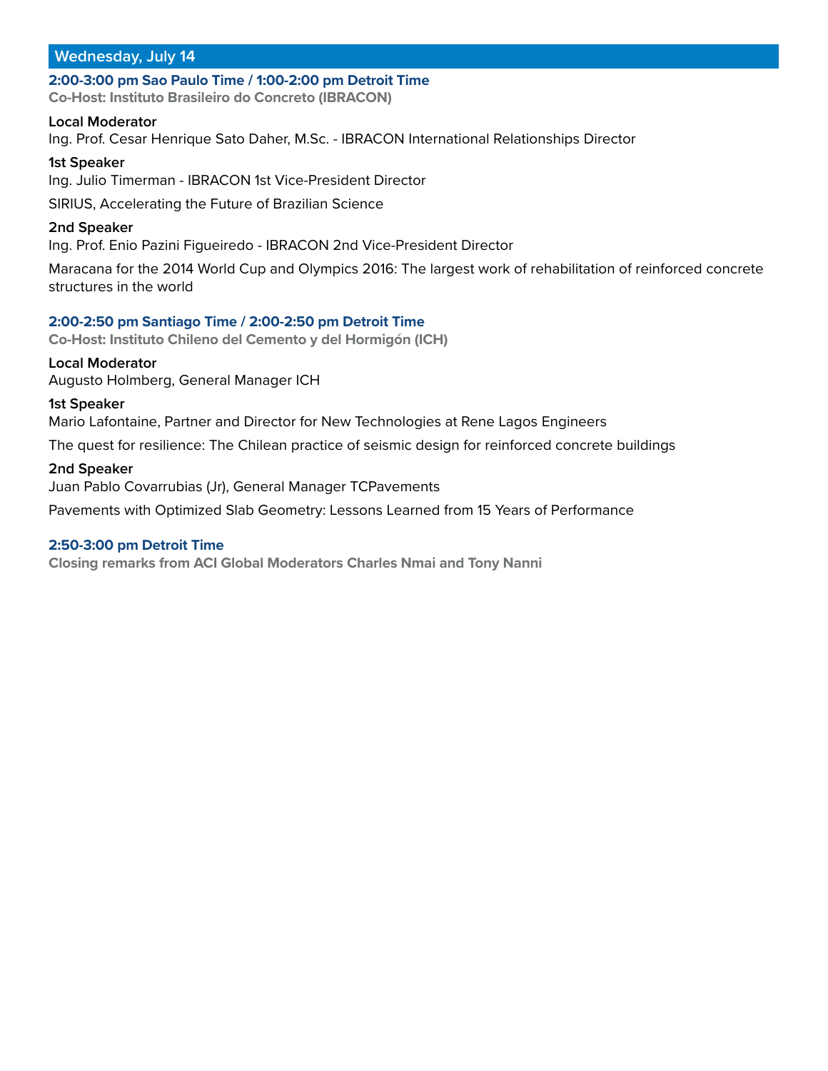## Wednesday, July 14

### 2:00-3:00 pm Sao Paulo Time / 1:00-2:00 pm Detroit Time

**Co-Host: Instituto Brasileiro do Concreto (IBRACON)**

**Local Moderator**
Ing. Prof. Cesar Henrique Sato Daher, M.Sc. - IBRACON International Relationships Director

**1st Speaker**
Ing. Julio Timerman - IBRACON 1st Vice-President Director

SIRIUS, Accelerating the Future of Brazilian Science

**2nd Speaker**
Ing. Prof. Enio Pazini Figueiredo - IBRACON 2nd Vice-President Director

Maracana for the 2014 World Cup and Olympics 2016: The largest work of rehabilitation of reinforced concrete structures in the world

### 2:00-2:50 pm Santiago Time / 2:00-2:50 pm Detroit Time

**Co-Host: Instituto Chileno del Cemento y del Hormigón (ICH)**

**Local Moderator**
Augusto Holmberg, General Manager ICH

**1st Speaker**
Mario Lafontaine, Partner and Director for New Technologies at Rene Lagos Engineers

The quest for resilience: The Chilean practice of seismic design for reinforced concrete buildings

**2nd Speaker**
Juan Pablo Covarrubias (Jr), General Manager TCPavements

Pavements with Optimized Slab Geometry: Lessons Learned from 15 Years of Performance

### 2:50-3:00 pm Detroit Time

**Closing remarks from ACI Global Moderators Charles Nmai and Tony Nanni**